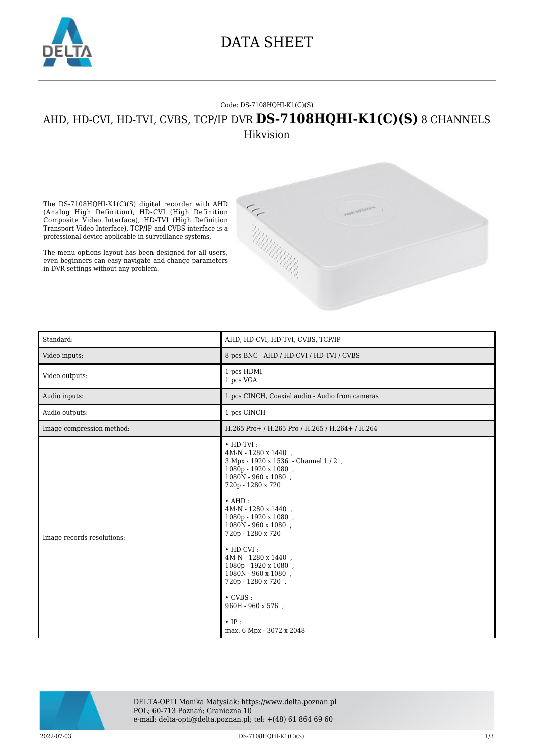# DATA SHEET

Code: DS-7108HQHI-K1(C)(S)

## AHD, HD-CVI, HD-TVI, CVBS, TCP/IP DVR **DS-7108HQHI-K1(C)(S)** 8 CHANNELS Hikvision

The DS-7108HQHI-K1(C)(S) digital recorder with AHD (Analog High Definition), HD-CVI (High Definition Composite Video Interface), HD-TVI (High Definition Transport Video Interface), TCP/IP and CVBS interface is a professional device applicable in surveillance systems.

The menu options layout has been designed for all users, even beginners can easy navigate and change parameters in DVR settings without any problem.

| | |
|---|---|
| Standard: | AHD, HD-CVI, HD-TVI, CVBS, TCP/IP |
| Video inputs: | 8 pcs BNC - AHD / HD-CVI / HD-TVI / CVBS |
| Video outputs: | 1 pcs HDMI<br>1 pcs VGA |
| Audio inputs: | 1 pcs CINCH, Coaxial audio - Audio from cameras |
| Audio outputs: | 1 pcs CINCH |
| Image compression method: | H.265 Pro+ / H.265 Pro / H.265 / H.264+ / H.264 |
| Image records resolutions: | • HD-TVI :<br>4M-N - 1280 x 1440 ,<br>3 Mpx - 1920 x 1536 - Channel 1 / 2 ,<br>1080p - 1920 x 1080 ,<br>1080N - 960 x 1080 ,<br>720p - 1280 x 720<br><br>• AHD :<br>4M-N - 1280 x 1440 ,<br>1080p - 1920 x 1080 ,<br>1080N - 960 x 1080 ,<br>720p - 1280 x 720<br><br>• HD-CVI :<br>4M-N - 1280 x 1440 ,<br>1080p - 1920 x 1080 ,<br>1080N - 960 x 1080 ,<br>720p - 1280 x 720 ,<br><br>• CVBS :<br>960H - 960 x 576 ,<br><br>• IP :<br>max. 6 Mpx - 3072 x 2048 |

DELTA-OPTI Monika Matysiak; https://www.delta.poznan.pl
POL; 60-713 Poznań; Graniczna 10
e-mail: delta-opti@delta.poznan.pl; tel: +(48) 61 864 69 60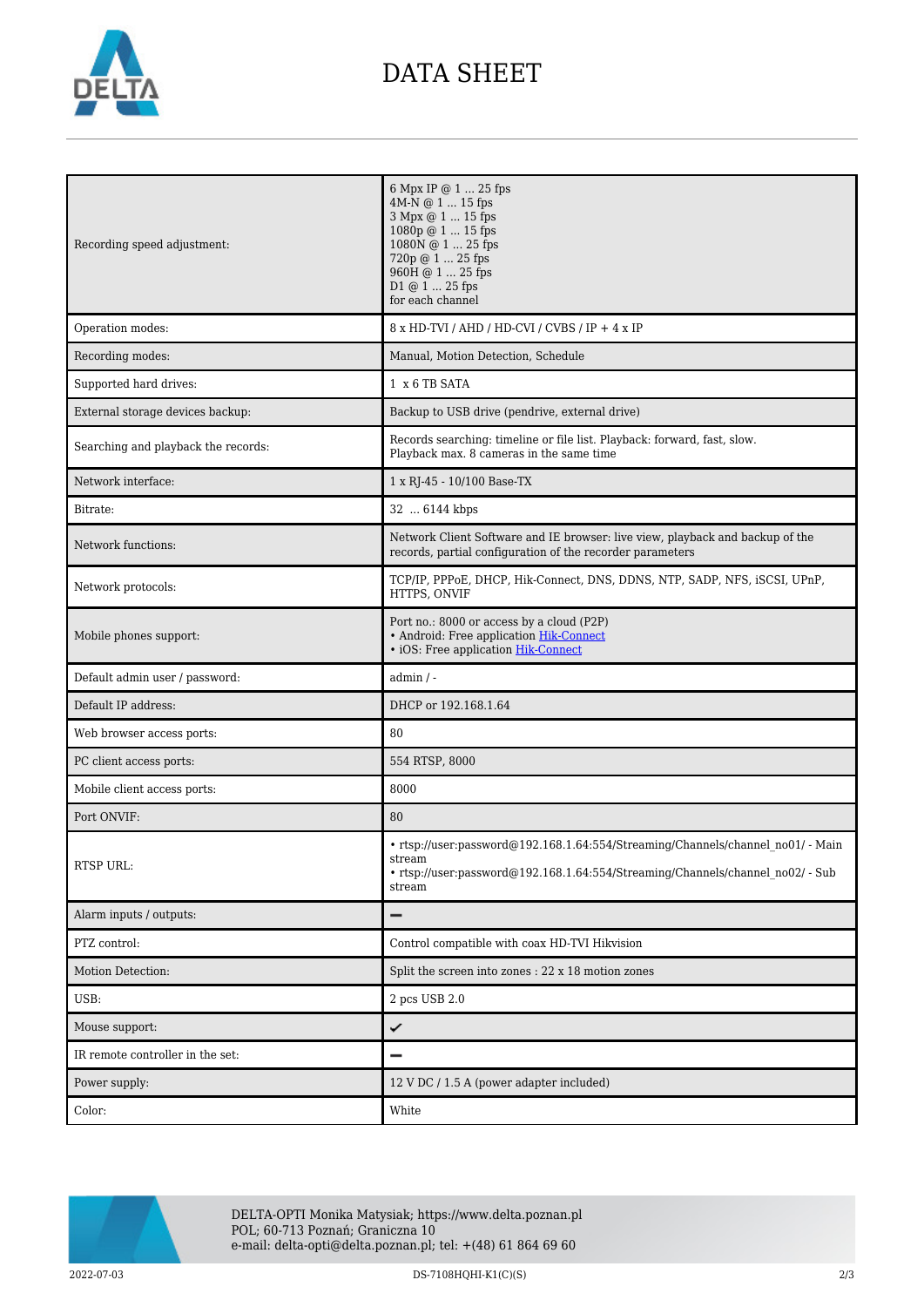# DATA SHEET

| | |
|---|---|
| Recording speed adjustment: | 6 Mpx IP @ 1 ... 25 fps<br>4M-N @ 1 ... 15 fps<br>3 Mpx @ 1 ... 15 fps<br>1080p @ 1 ... 15 fps<br>1080N @ 1 ... 25 fps<br>720p @ 1 ... 25 fps<br>960H @ 1 ... 25 fps<br>D1 @ 1 ... 25 fps<br>for each channel |
| Operation modes: | 8 x HD-TVI / AHD / HD-CVI / CVBS / IP + 4 x IP |
| Recording modes: | Manual, Motion Detection, Schedule |
| Supported hard drives: | 1 x 6 TB SATA |
| External storage devices backup: | Backup to USB drive (pendrive, external drive) |
| Searching and playback the records: | Records searching: timeline or file list. Playback: forward, fast, slow.<br>Playback max. 8 cameras in the same time |
| Network interface: | 1 x RJ-45 - 10/100 Base-TX |
| Bitrate: | 32 ... 6144 kbps |
| Network functions: | Network Client Software and IE browser: live view, playback and backup of the records, partial configuration of the recorder parameters |
| Network protocols: | TCP/IP, PPPoE, DHCP, Hik-Connect, DNS, DDNS, NTP, SADP, NFS, iSCSI, UPnP, HTTPS, ONVIF |
| Mobile phones support: | Port no.: 8000 or access by a cloud (P2P)<br>• Android: Free application Hik-Connect<br>• iOS: Free application Hik-Connect |
| Default admin user / password: | admin / - |
| Default IP address: | DHCP or 192.168.1.64 |
| Web browser access ports: | 80 |
| PC client access ports: | 554 RTSP, 8000 |
| Mobile client access ports: | 8000 |
| Port ONVIF: | 80 |
| RTSP URL: | • rtsp://user:password@192.168.1.64:554/Streaming/Channels/channel_no01/ - Main stream<br>• rtsp://user:password@192.168.1.64:554/Streaming/Channels/channel_no02/ - Sub stream |
| Alarm inputs / outputs: | – |
| PTZ control: | Control compatible with coax HD-TVI Hikvision |
| Motion Detection: | Split the screen into zones : 22 x 18 motion zones |
| USB: | 2 pcs USB 2.0 |
| Mouse support: | ✓ |
| IR remote controller in the set: | – |
| Power supply: | 12 V DC / 1.5 A (power adapter included) |
| Color: | White |

DELTA-OPTI Monika Matysiak; https://www.delta.poznan.pl
POL; 60-713 Poznań; Graniczna 10
e-mail: delta-opti@delta.poznan.pl; tel: +(48) 61 864 69 60

2022-07-03 DS-7108HQHI-K1(C)(S)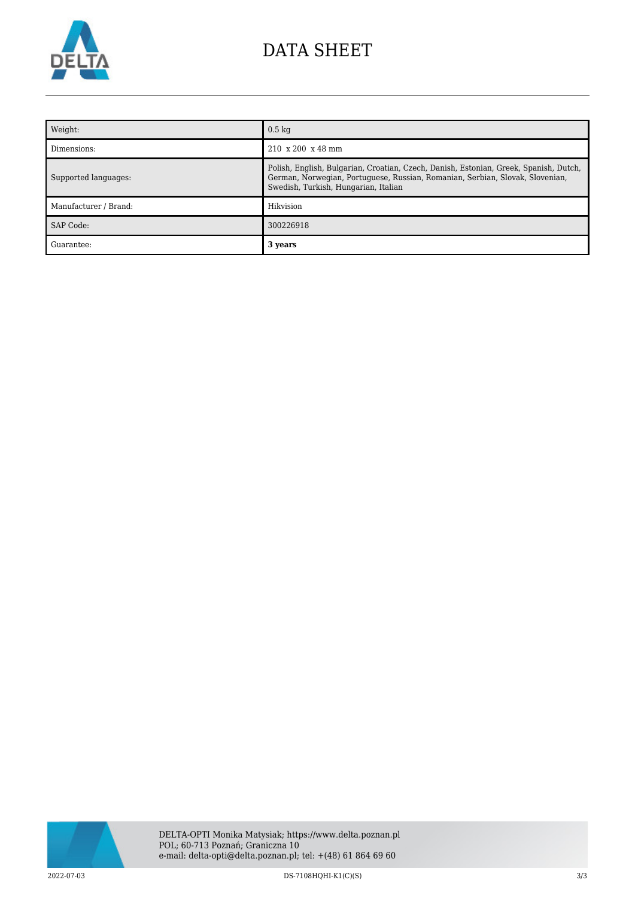# DATA SHEET

| | |
|---|---|
| Weight: | 0.5 kg |
| Dimensions: | 210 x 200 x 48 mm |
| Supported languages: | Polish, English, Bulgarian, Croatian, Czech, Danish, Estonian, Greek, Spanish, Dutch, German, Norwegian, Portuguese, Russian, Romanian, Serbian, Slovak, Slovenian, Swedish, Turkish, Hungarian, Italian |
| Manufacturer / Brand: | Hikvision |
| SAP Code: | 300226918 |
| Guarantee: | **3 years** |

DELTA-OPTI Monika Matysiak; https://www.delta.poznan.pl
POL; 60-713 Poznań; Graniczna 10
e-mail: delta-opti@delta.poznan.pl; tel: +(48) 61 864 69 60